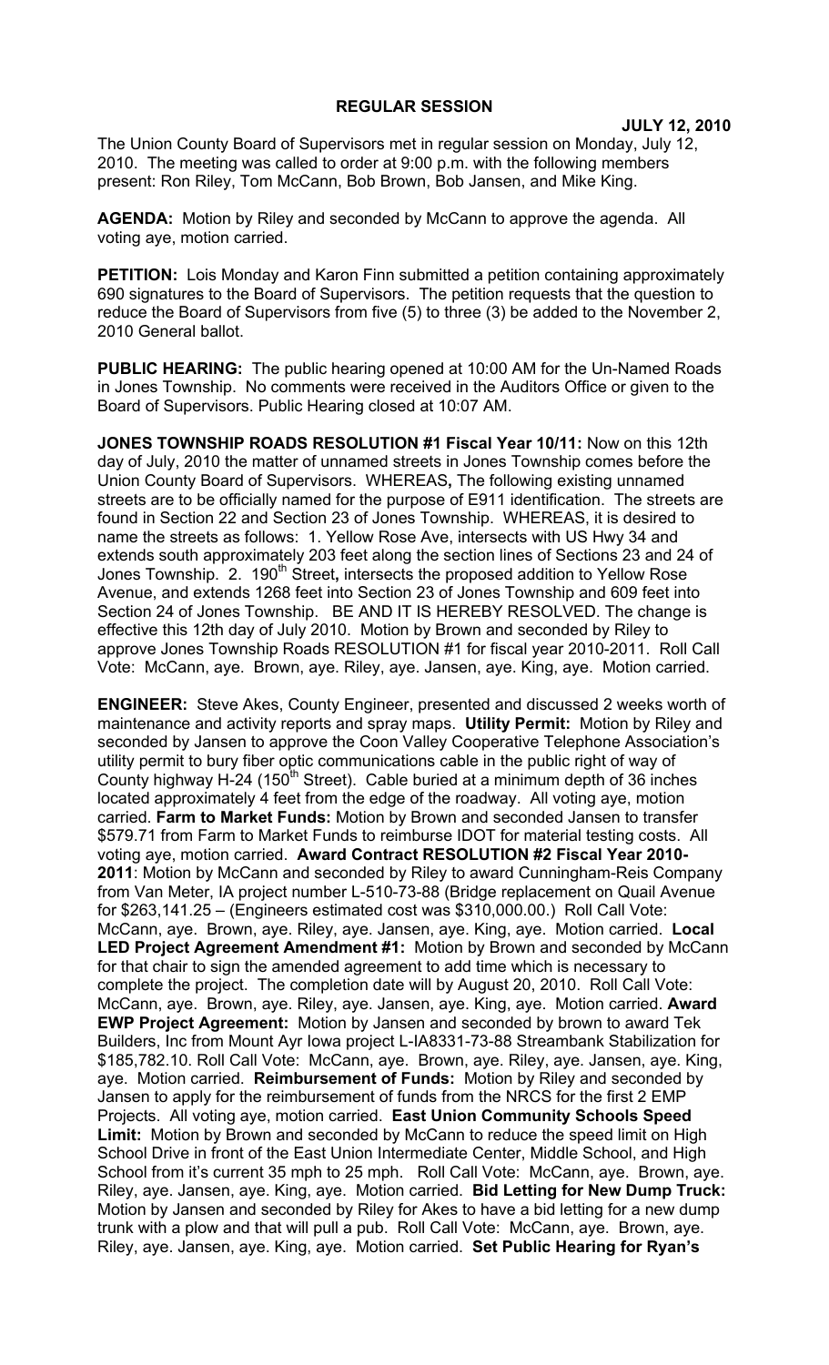# REGULAR SESSION

**JULY 12, 2010**

The Union County Board of Supervisors met in regular session on Monday, July 12, 2010. The meeting was called to order at 9:00 p.m. with the following members present: Ron Riley, Tom McCann, Bob Brown, Bob Jansen, and Mike King.

**AGENDA:** Motion by Riley and seconded by McCann to approve the agenda. All voting aye, motion carried.

**PETITION:** Lois Monday and Karon Finn submitted a petition containing approximately 690 signatures to the Board of Supervisors. The petition requests that the question to reduce the Board of Supervisors from five (5) to three (3) be added to the November 2, 2010 General ballot.

**PUBLIC HEARING:** The public hearing opened at 10:00 AM for the Un-Named Roads in Jones Township. No comments were received in the Auditors Office or given to the Board of Supervisors. Public Hearing closed at 10:07 AM.

**JONES TOWNSHIP ROADS RESOLUTION #1 Fiscal Year 10/11:** Now on this 12th day of July, 2010 the matter of unnamed streets in Jones Township comes before the Union County Board of Supervisors. WHEREAS**,** The following existing unnamed streets are to be officially named for the purpose of E911 identification. The streets are found in Section 22 and Section 23 of Jones Township. WHEREAS, it is desired to name the streets as follows: 1. Yellow Rose Ave, intersects with US Hwy 34 and extends south approximately 203 feet along the section lines of Sections 23 and 24 of Jones Township. 2. 190th Street**,** intersects the proposed addition to Yellow Rose Avenue, and extends 1268 feet into Section 23 of Jones Township and 609 feet into Section 24 of Jones Township. BE AND IT IS HEREBY RESOLVED. The change is effective this 12th day of July 2010. Motion by Brown and seconded by Riley to approve Jones Township Roads RESOLUTION #1 for fiscal year 2010-2011. Roll Call Vote: McCann, aye. Brown, aye. Riley, aye. Jansen, aye. King, aye. Motion carried.

**ENGINEER:** Steve Akes, County Engineer, presented and discussed 2 weeks worth of maintenance and activity reports and spray maps. **Utility Permit:** Motion by Riley and seconded by Jansen to approve the Coon Valley Cooperative Telephone Association's utility permit to bury fiber optic communications cable in the public right of way of County highway H-24 (150th Street). Cable buried at a minimum depth of 36 inches located approximately 4 feet from the edge of the roadway. All voting aye, motion carried. **Farm to Market Funds:** Motion by Brown and seconded Jansen to transfer $579.71 from Farm to Market Funds to reimburse IDOT for material testing costs. All voting aye, motion carried. **Award Contract RESOLUTION #2 Fiscal Year 2010-2011**: Motion by McCann and seconded by Riley to award Cunningham-Reis Company from Van Meter, IA project number L-510-73-88 (Bridge replacement on Quail Avenue for $263,141.25 – (Engineers estimated cost was $310,000.00.) Roll Call Vote: McCann, aye. Brown, aye. Riley, aye. Jansen, aye. King, aye. Motion carried. **Local LED Project Agreement Amendment #1:** Motion by Brown and seconded by McCann for that chair to sign the amended agreement to add time which is necessary to complete the project. The completion date will by August 20, 2010. Roll Call Vote: McCann, aye. Brown, aye. Riley, aye. Jansen, aye. King, aye. Motion carried. **Award EWP Project Agreement:** Motion by Jansen and seconded by brown to award Tek Builders, Inc from Mount Ayr Iowa project L-IA8331-73-88 Streambank Stabilization for $185,782.10. Roll Call Vote: McCann, aye. Brown, aye. Riley, aye. Jansen, aye. King, aye. Motion carried. **Reimbursement of Funds:** Motion by Riley and seconded by Jansen to apply for the reimbursement of funds from the NRCS for the first 2 EMP Projects. All voting aye, motion carried. **East Union Community Schools Speed Limit:** Motion by Brown and seconded by McCann to reduce the speed limit on High School Drive in front of the East Union Intermediate Center, Middle School, and High School from it's current 35 mph to 25 mph. Roll Call Vote: McCann, aye. Brown, aye. Riley, aye. Jansen, aye. King, aye. Motion carried. **Bid Letting for New Dump Truck:** Motion by Jansen and seconded by Riley for Akes to have a bid letting for a new dump trunk with a plow and that will pull a pub. Roll Call Vote: McCann, aye. Brown, aye. Riley, aye. Jansen, aye. King, aye. Motion carried. **Set Public Hearing for Ryan's**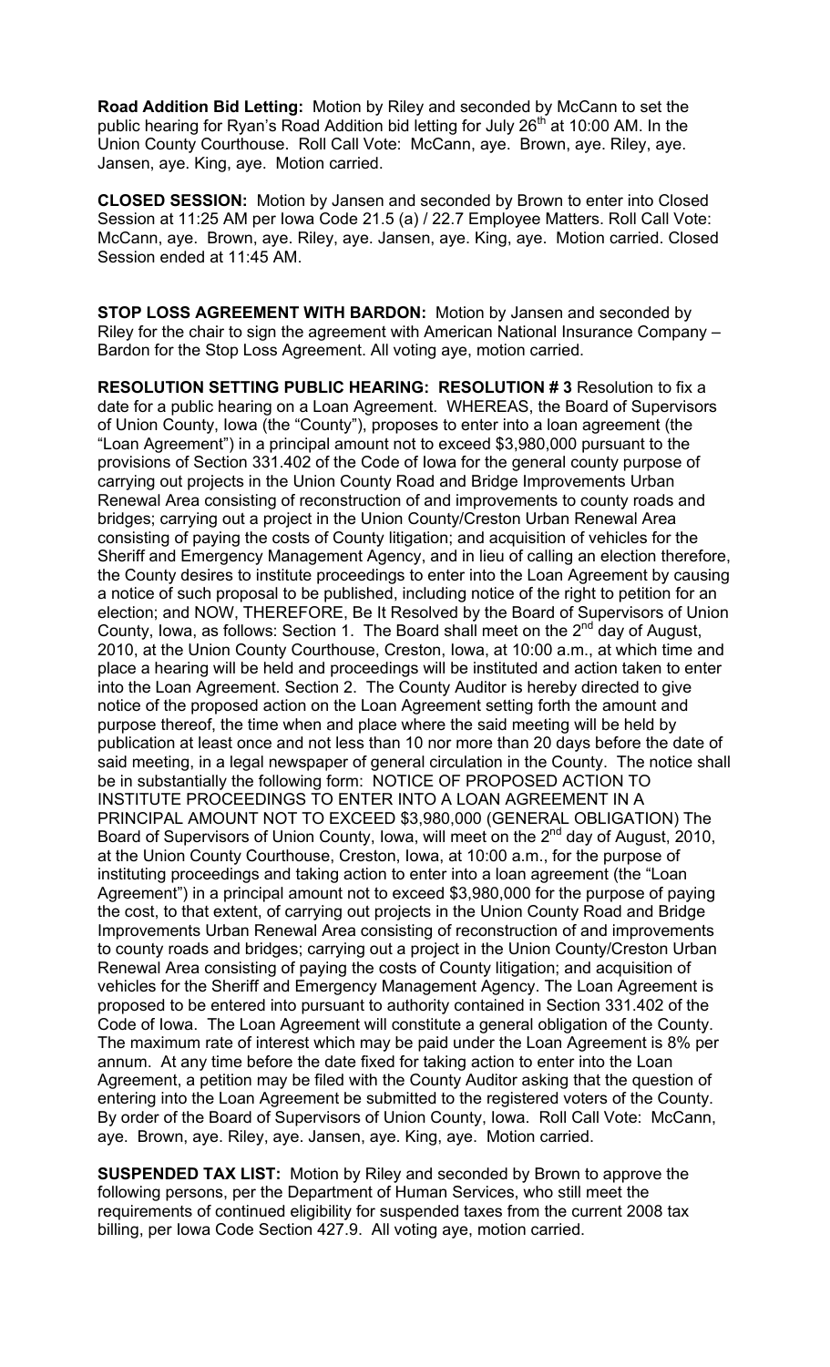**Road Addition Bid Letting:** Motion by Riley and seconded by McCann to set the public hearing for Ryan's Road Addition bid letting for July 26th at 10:00 AM. In the Union County Courthouse. Roll Call Vote: McCann, aye. Brown, aye. Riley, aye. Jansen, aye. King, aye. Motion carried.

**CLOSED SESSION:** Motion by Jansen and seconded by Brown to enter into Closed Session at 11:25 AM per Iowa Code 21.5 (a) / 22.7 Employee Matters. Roll Call Vote: McCann, aye. Brown, aye. Riley, aye. Jansen, aye. King, aye. Motion carried. Closed Session ended at 11:45 AM.

**STOP LOSS AGREEMENT WITH BARDON:** Motion by Jansen and seconded by Riley for the chair to sign the agreement with American National Insurance Company – Bardon for the Stop Loss Agreement. All voting aye, motion carried.

**RESOLUTION SETTING PUBLIC HEARING: RESOLUTION # 3** Resolution to fix a date for a public hearing on a Loan Agreement. WHEREAS, the Board of Supervisors of Union County, Iowa (the "County"), proposes to enter into a loan agreement (the "Loan Agreement") in a principal amount not to exceed $3,980,000 pursuant to the provisions of Section 331.402 of the Code of Iowa for the general county purpose of carrying out projects in the Union County Road and Bridge Improvements Urban Renewal Area consisting of reconstruction of and improvements to county roads and bridges; carrying out a project in the Union County/Creston Urban Renewal Area consisting of paying the costs of County litigation; and acquisition of vehicles for the Sheriff and Emergency Management Agency, and in lieu of calling an election therefore, the County desires to institute proceedings to enter into the Loan Agreement by causing a notice of such proposal to be published, including notice of the right to petition for an election; and NOW, THEREFORE, Be It Resolved by the Board of Supervisors of Union County, Iowa, as follows: Section 1. The Board shall meet on the 2nd day of August, 2010, at the Union County Courthouse, Creston, Iowa, at 10:00 a.m., at which time and place a hearing will be held and proceedings will be instituted and action taken to enter into the Loan Agreement. Section 2. The County Auditor is hereby directed to give notice of the proposed action on the Loan Agreement setting forth the amount and purpose thereof, the time when and place where the said meeting will be held by publication at least once and not less than 10 nor more than 20 days before the date of said meeting, in a legal newspaper of general circulation in the County. The notice shall be in substantially the following form: NOTICE OF PROPOSED ACTION TO INSTITUTE PROCEEDINGS TO ENTER INTO A LOAN AGREEMENT IN A PRINCIPAL AMOUNT NOT TO EXCEED $3,980,000 (GENERAL OBLIGATION) The Board of Supervisors of Union County, Iowa, will meet on the 2nd day of August, 2010, at the Union County Courthouse, Creston, Iowa, at 10:00 a.m., for the purpose of instituting proceedings and taking action to enter into a loan agreement (the "Loan Agreement") in a principal amount not to exceed $3,980,000 for the purpose of paying the cost, to that extent, of carrying out projects in the Union County Road and Bridge Improvements Urban Renewal Area consisting of reconstruction of and improvements to county roads and bridges; carrying out a project in the Union County/Creston Urban Renewal Area consisting of paying the costs of County litigation; and acquisition of vehicles for the Sheriff and Emergency Management Agency. The Loan Agreement is proposed to be entered into pursuant to authority contained in Section 331.402 of the Code of Iowa. The Loan Agreement will constitute a general obligation of the County. The maximum rate of interest which may be paid under the Loan Agreement is 8% per annum. At any time before the date fixed for taking action to enter into the Loan Agreement, a petition may be filed with the County Auditor asking that the question of entering into the Loan Agreement be submitted to the registered voters of the County. By order of the Board of Supervisors of Union County, Iowa. Roll Call Vote: McCann, aye. Brown, aye. Riley, aye. Jansen, aye. King, aye. Motion carried.

**SUSPENDED TAX LIST:** Motion by Riley and seconded by Brown to approve the following persons, per the Department of Human Services, who still meet the requirements of continued eligibility for suspended taxes from the current 2008 tax billing, per Iowa Code Section 427.9. All voting aye, motion carried.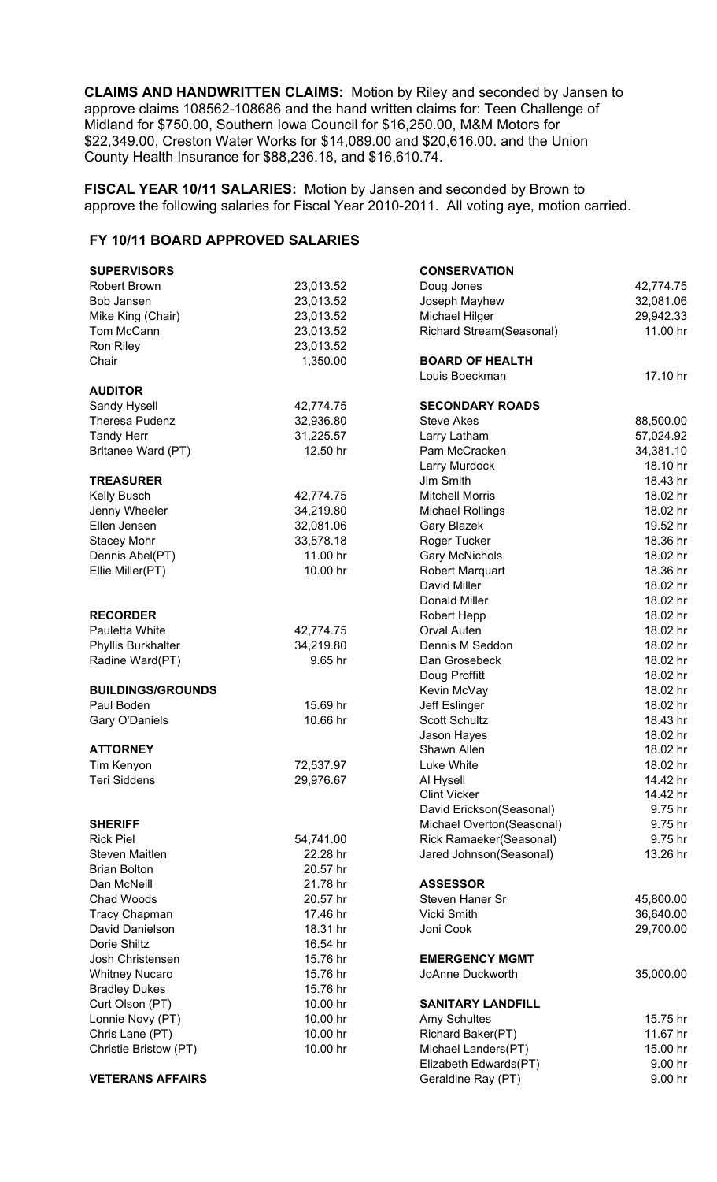**CLAIMS AND HANDWRITTEN CLAIMS:** Motion by Riley and seconded by Jansen to approve claims 108562-108686 and the hand written claims for: Teen Challenge of Midland for $750.00, Southern Iowa Council for $16,250.00, M&M Motors for $22,349.00, Creston Water Works for $14,089.00 and $20,616.00. and the Union County Health Insurance for $88,236.18, and $16,610.74.

**FISCAL YEAR 10/11 SALARIES:** Motion by Jansen and seconded by Brown to approve the following salaries for Fiscal Year 2010-2011. All voting aye, motion carried.

## FY 10/11 BOARD APPROVED SALARIES

| | |
|---|---|
| **SUPERVISORS** | |
| Robert Brown | 23,013.52 |
| Bob Jansen | 23,013.52 |
| Mike King (Chair) | 23,013.52 |
| Tom McCann | 23,013.52 |
| Ron Riley | 23,013.52 |
| Chair | 1,350.00 |
| **AUDITOR** | |
| Sandy Hysell | 42,774.75 |
| Theresa Pudenz | 32,936.80 |
| Tandy Herr | 31,225.57 |
| Britanee Ward (PT) | 12.50 hr |
| **TREASURER** | |
| Kelly Busch | 42,774.75 |
| Jenny Wheeler | 34,219.80 |
| Ellen Jensen | 32,081.06 |
| Stacey Mohr | 33,578.18 |
| Dennis Abel(PT) | 11.00 hr |
| Ellie Miller(PT) | 10.00 hr |
| **RECORDER** | |
| Pauletta White | 42,774.75 |
| Phyllis Burkhalter | 34,219.80 |
| Radine Ward(PT) | 9.65 hr |
| **BUILDINGS/GROUNDS** | |
| Paul Boden | 15.69 hr |
| Gary O'Daniels | 10.66 hr |
| **ATTORNEY** | |
| Tim Kenyon | 72,537.97 |
| Teri Siddens | 29,976.67 |
| **SHERIFF** | |
| Rick Piel | 54,741.00 |
| Steven Maitlen | 22.28 hr |
| Brian Bolton | 20.57 hr |
| Dan McNeill | 21.78 hr |
| Chad Woods | 20.57 hr |
| Tracy Chapman | 17.46 hr |
| David Danielson | 18.31 hr |
| Dorie Shiltz | 16.54 hr |
| Josh Christensen | 15.76 hr |
| Whitney Nucaro | 15.76 hr |
| Bradley Dukes | 15.76 hr |
| Curt Olson (PT) | 10.00 hr |
| Lonnie Novy (PT) | 10.00 hr |
| Chris Lane (PT) | 10.00 hr |
| Christie Bristow (PT) | 10.00 hr |
| **VETERANS AFFAIRS** | |
| **CONSERVATION** | |
| Doug Jones | 42,774.75 |
| Joseph Mayhew | 32,081.06 |
| Michael Hilger | 29,942.33 |
| Richard Stream(Seasonal) | 11.00 hr |
| **BOARD OF HEALTH** | |
| Louis Boeckman | 17.10 hr |
| **SECONDARY ROADS** | |
| Steve Akes | 88,500.00 |
| Larry Latham | 57,024.92 |
| Pam McCracken | 34,381.10 |
| Larry Murdock | 18.10 hr |
| Jim Smith | 18.43 hr |
| Mitchell Morris | 18.02 hr |
| Michael Rollings | 18.02 hr |
| Gary Blazek | 19.52 hr |
| Roger Tucker | 18.36 hr |
| Gary McNichols | 18.02 hr |
| Robert Marquart | 18.36 hr |
| David Miller | 18.02 hr |
| Donald Miller | 18.02 hr |
| Robert Hepp | 18.02 hr |
| Orval Auten | 18.02 hr |
| Dennis M Seddon | 18.02 hr |
| Dan Grosebeck | 18.02 hr |
| Doug Proffitt | 18.02 hr |
| Kevin McVay | 18.02 hr |
| Jeff Eslinger | 18.02 hr |
| Scott Schultz | 18.43 hr |
| Jason Hayes | 18.02 hr |
| Shawn Allen | 18.02 hr |
| Luke White | 18.02 hr |
| Al Hysell | 14.42 hr |
| Clint Vicker | 14.42 hr |
| David Erickson(Seasonal) | 9.75 hr |
| Michael Overton(Seasonal) | 9.75 hr |
| Rick Ramaeker(Seasonal) | 9.75 hr |
| Jared Johnson(Seasonal) | 13.26 hr |
| **ASSESSOR** | |
| Steven Haner Sr | 45,800.00 |
| Vicki Smith | 36,640.00 |
| Joni Cook | 29,700.00 |
| **EMERGENCY MGMT** | |
| JoAnne Duckworth | 35,000.00 |
| **SANITARY LANDFILL** | |
| Amy Schultes | 15.75 hr |
| Richard Baker(PT) | 11.67 hr |
| Michael Landers(PT) | 15.00 hr |
| Elizabeth Edwards(PT) | 9.00 hr |
| Geraldine Ray (PT) | 9.00 hr |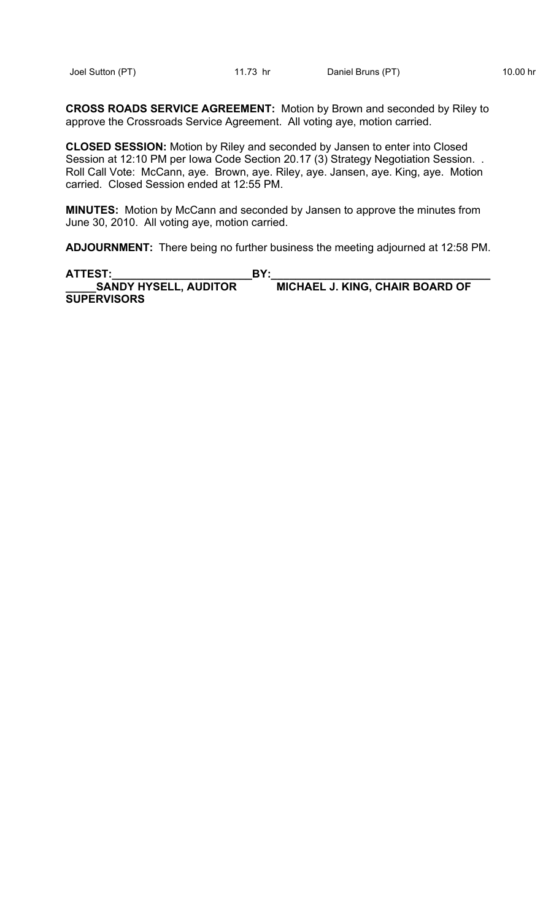| | | | |
|---|---|---|---|
| Joel Sutton (PT) | 11.73 hr | Daniel Bruns (PT) | 10.00 hr |

**CROSS ROADS SERVICE AGREEMENT:** Motion by Brown and seconded by Riley to approve the Crossroads Service Agreement. All voting aye, motion carried.

**CLOSED SESSION:** Motion by Riley and seconded by Jansen to enter into Closed Session at 12:10 PM per Iowa Code Section 20.17 (3) Strategy Negotiation Session. . Roll Call Vote: McCann, aye. Brown, aye. Riley, aye. Jansen, aye. King, aye. Motion carried. Closed Session ended at 12:55 PM.

**MINUTES:** Motion by McCann and seconded by Jansen to approve the minutes from June 30, 2010. All voting aye, motion carried.

**ADJOURNMENT:** There being no further business the meeting adjourned at 12:58 PM.

**ATTEST:_______________________BY:___________________________________**
**_____SANDY HYSELL, AUDITOR MICHAEL J. KING, CHAIR BOARD OF SUPERVISORS**